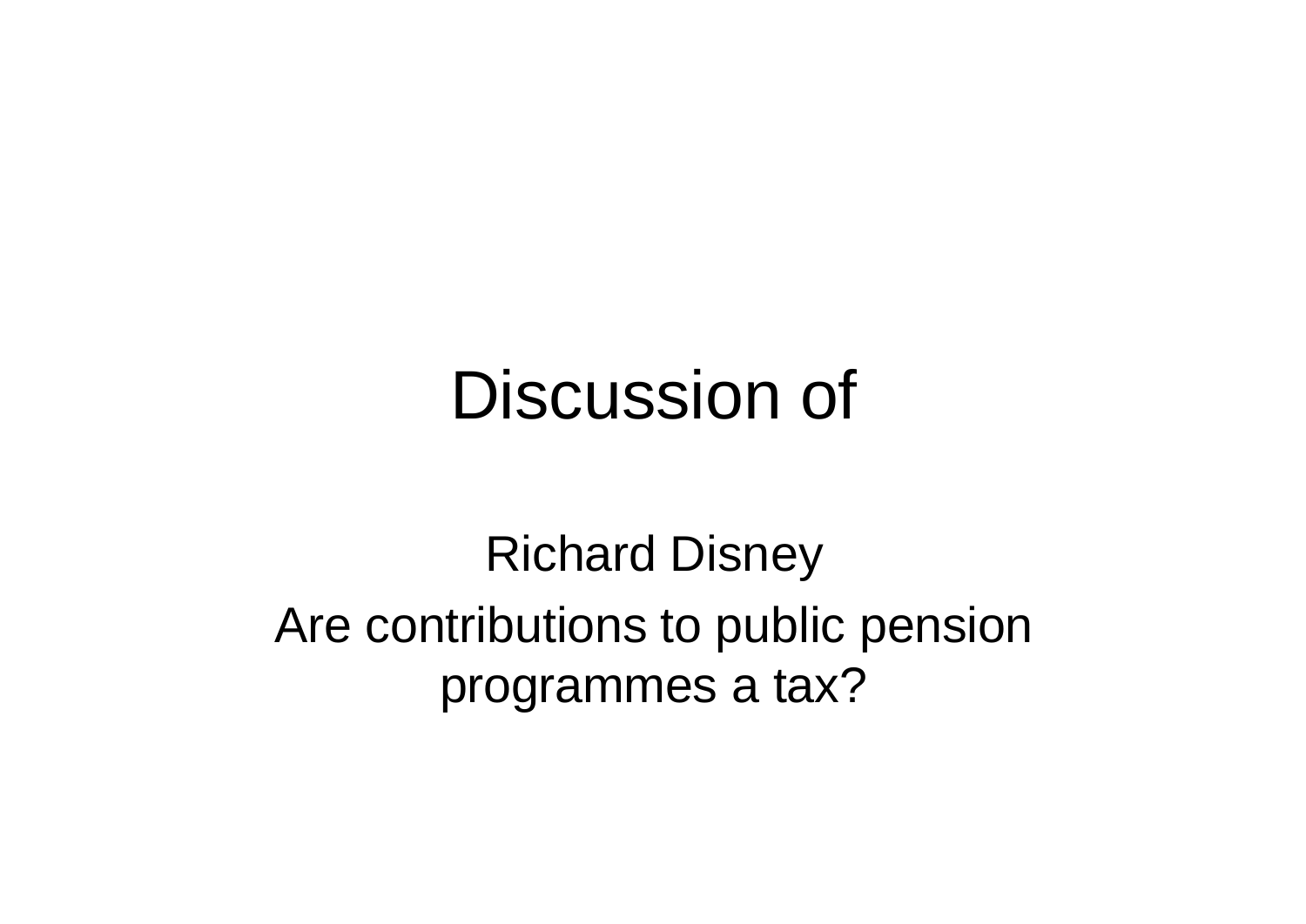# Discussion of

Richard Disney

Are contributions to public pension programmes a tax?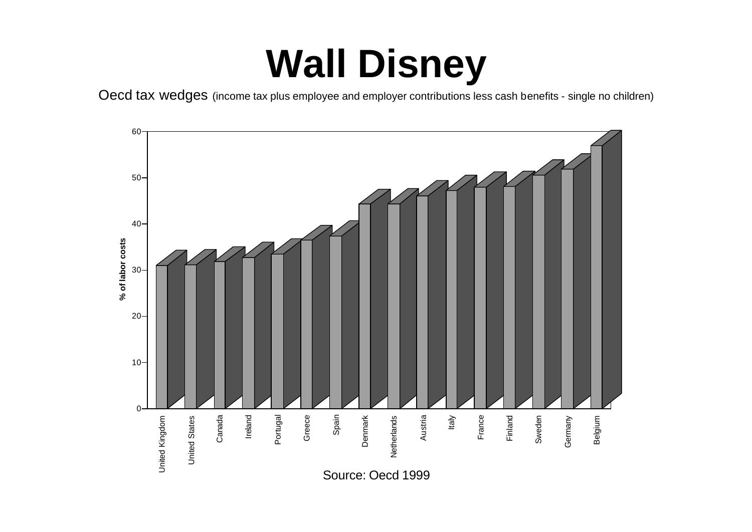# Wall Disney

Oecd tax wedges (income tax plus employee and employer contributions less cash benefits - single no children)

% of labor costs

| Country | % of labor costs |
|---|---|
| United Kingdom | 31 |
| United States | 31 |
| Canada | 32 |
| Ireland | 33 |
| Portugal | 34 |
| Greece | 37 |
| Spain | 37 |
| Denmark | 44 |
| Netherlands | 44 |
| Austria | 46 |
| Italy | 47 |
| France | 48 |
| Finland | 48 |
| Sweden | 51 |
| Germany | 52 |
| Belgium | 57 |

Source: Oecd 1999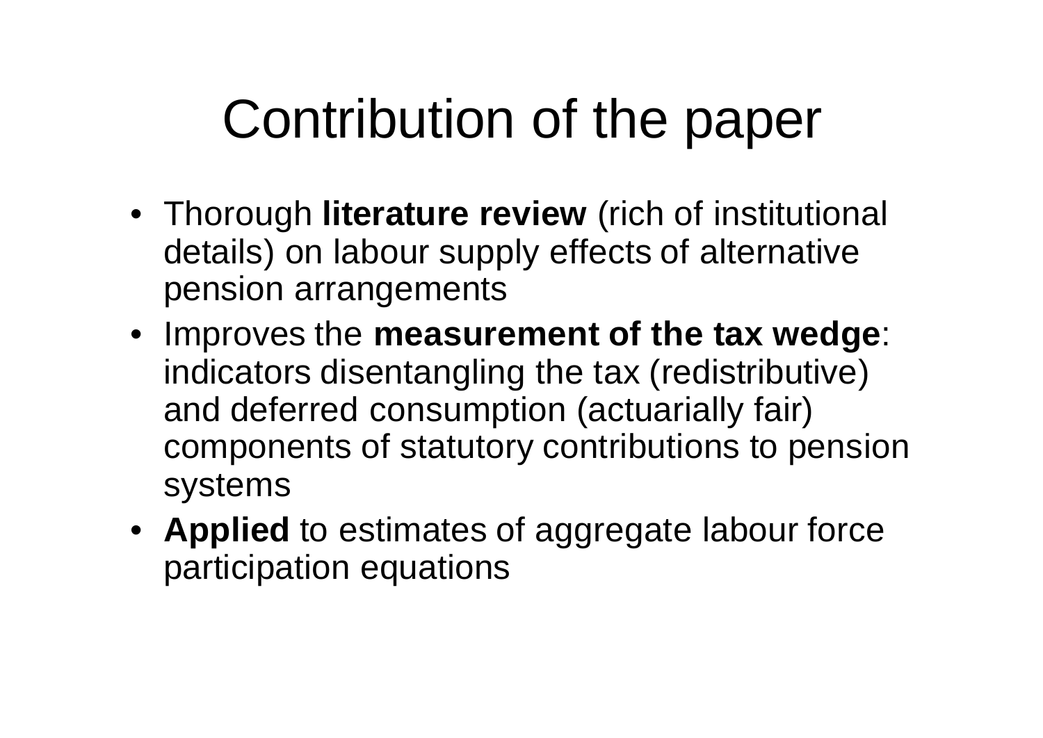# Contribution of the paper

- Thorough **literature review** (rich of institutional details) on labour supply effects of alternative pension arrangements
- Improves the **measurement of the tax wedge**: indicators disentangling the tax (redistributive) and deferred consumption (actuarially fair) components of statutory contributions to pension systems
- **Applied** to estimates of aggregate labour force participation equations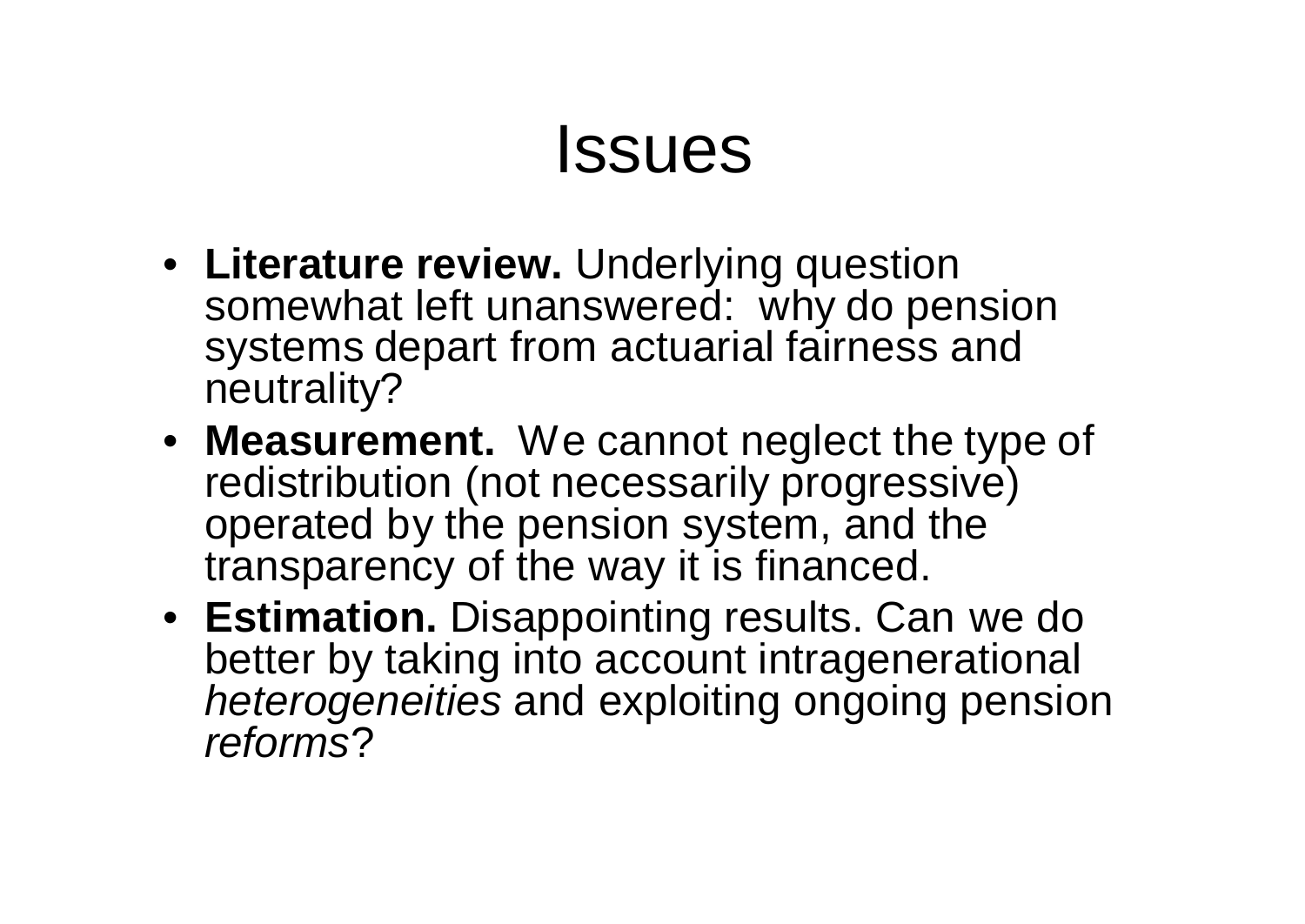# Issues

- **Literature review.** Underlying question somewhat left unanswered: why do pension systems depart from actuarial fairness and neutrality?
- **Measurement.** We cannot neglect the type of redistribution (not necessarily progressive) operated by the pension system, and the transparency of the way it is financed.
- **Estimation.** Disappointing results. Can we do better by taking into account intragenerational *heterogeneities* and exploiting ongoing pension *reforms*?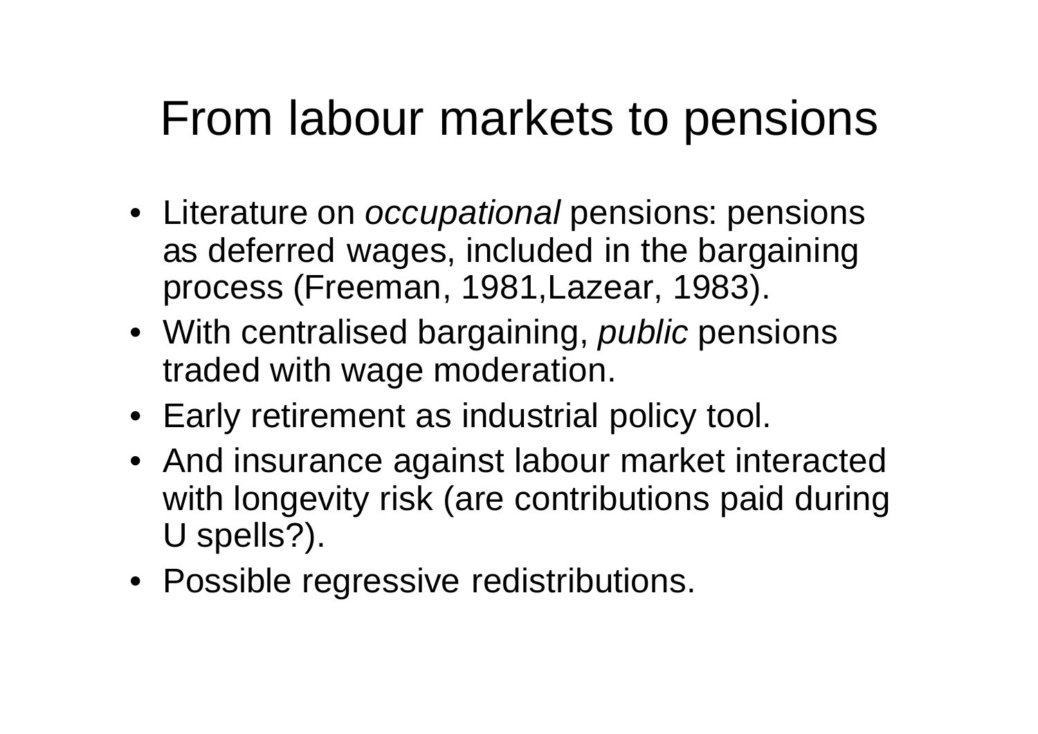# From labour markets to pensions

- Literature on *occupational* pensions: pensions as deferred wages, included in the bargaining process (Freeman, 1981,Lazear, 1983).
- With centralised bargaining, *public* pensions traded with wage moderation.
- Early retirement as industrial policy tool.
- And insurance against labour market interacted with longevity risk (are contributions paid during U spells?).
- Possible regressive redistributions.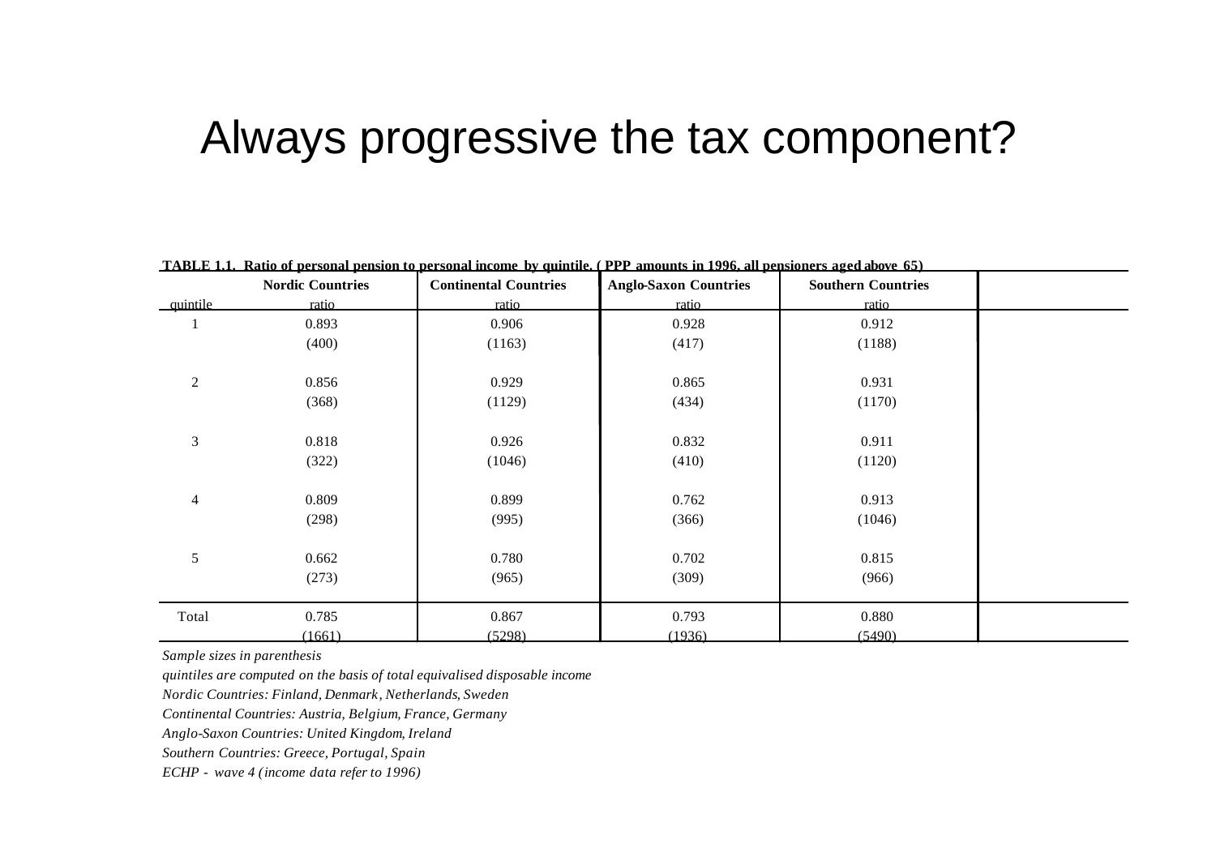# Always progressive the tax component?

**TABLE 1.1. Ratio of personal pension to personal income by quintile. ( PPP amounts in 1996, all pensioners aged above 65)**

| | Nordic Countries | Continental Countries | Anglo-Saxon Countries | Southern Countries |
|---|---|---|---|---|
| quintile | ratio | ratio | ratio | ratio |
| 1 | 0.893 | 0.906 | 0.928 | 0.912 |
| | (400) | (1163) | (417) | (1188) |
| 2 | 0.856 | 0.929 | 0.865 | 0.931 |
| | (368) | (1129) | (434) | (1170) |
| 3 | 0.818 | 0.926 | 0.832 | 0.911 |
| | (322) | (1046) | (410) | (1120) |
| 4 | 0.809 | 0.899 | 0.762 | 0.913 |
| | (298) | (995) | (366) | (1046) |
| 5 | 0.662 | 0.780 | 0.702 | 0.815 |
| | (273) | (965) | (309) | (966) |
| Total | 0.785 | 0.867 | 0.793 | 0.880 |
| | (1661) | (5298) | (1936) | (5490) |

*Sample sizes in parenthesis*

*quintiles are computed on the basis of total equivalised disposable income*

*Nordic Countries: Finland, Denmark, Netherlands, Sweden*

*Continental Countries: Austria, Belgium, France, Germany*

*Anglo-Saxon Countries: United Kingdom, Ireland*

*Southern Countries: Greece, Portugal, Spain*

*ECHP - wave 4 (income data refer to 1996)*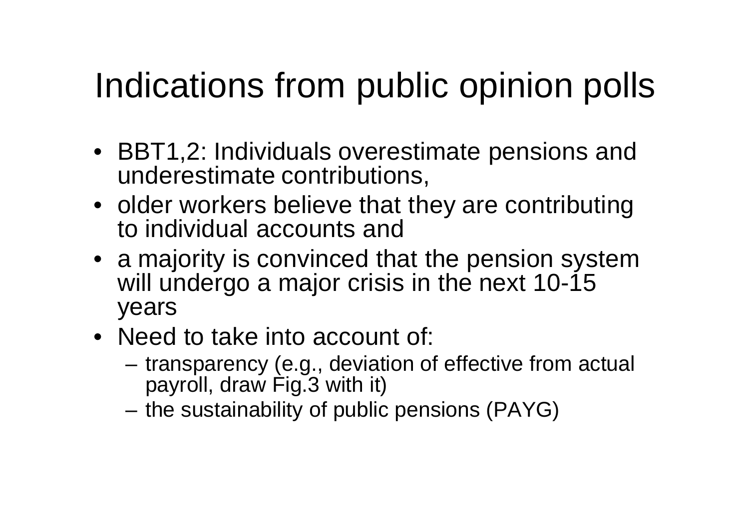# Indications from public opinion polls

- BBT1,2: Individuals overestimate pensions and underestimate contributions,
- older workers believe that they are contributing to individual accounts and
- a majority is convinced that the pension system will undergo a major crisis in the next 10-15 years
- Need to take into account of:
  - transparency (e.g., deviation of effective from actual payroll, draw Fig.3 with it)
  - the sustainability of public pensions (PAYG)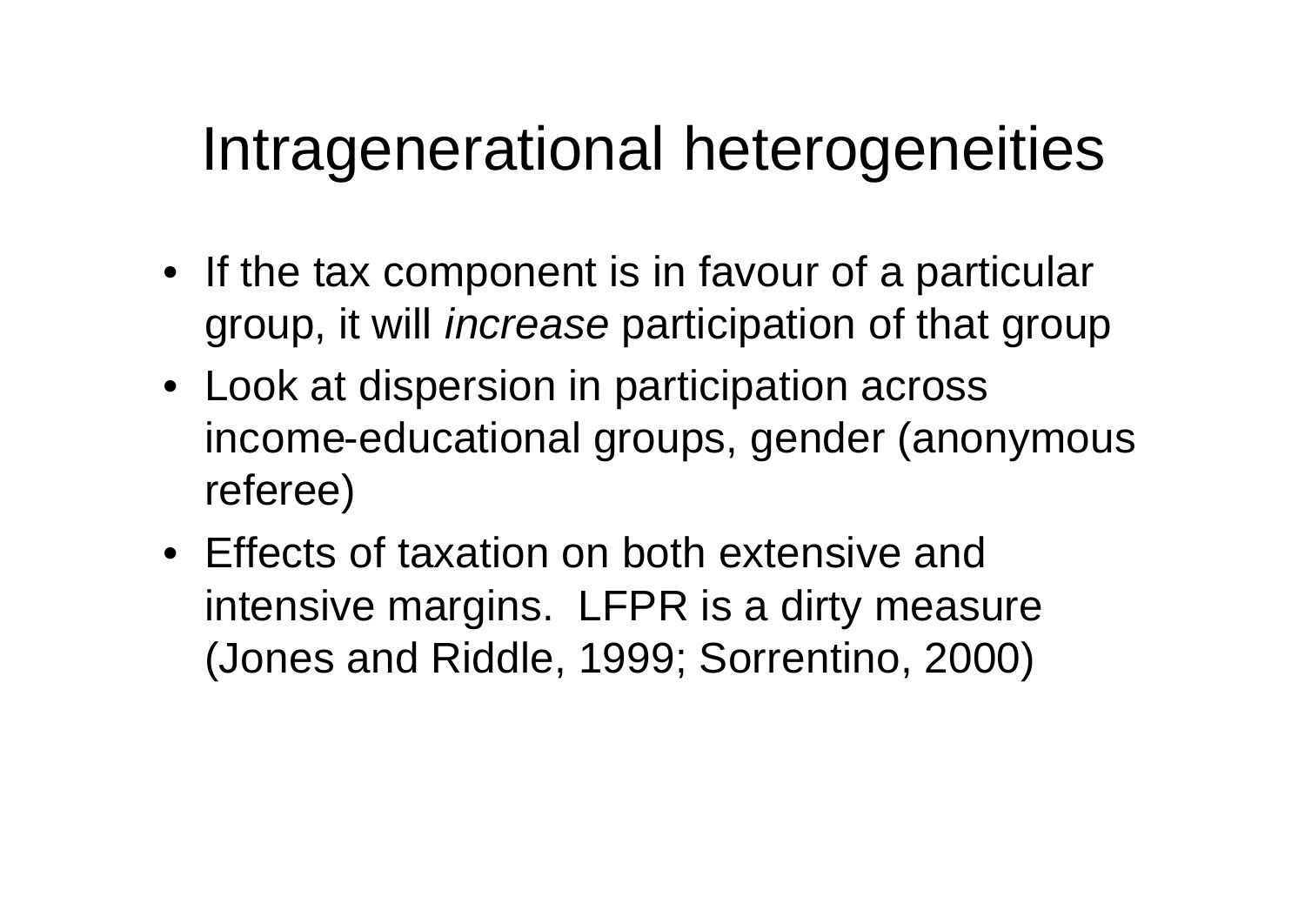# Intragenerational heterogeneities

- If the tax component is in favour of a particular group, it will *increase* participation of that group
- Look at dispersion in participation across income-educational groups, gender (anonymous referee)
- Effects of taxation on both extensive and intensive margins. LFPR is a dirty measure (Jones and Riddle, 1999; Sorrentino, 2000)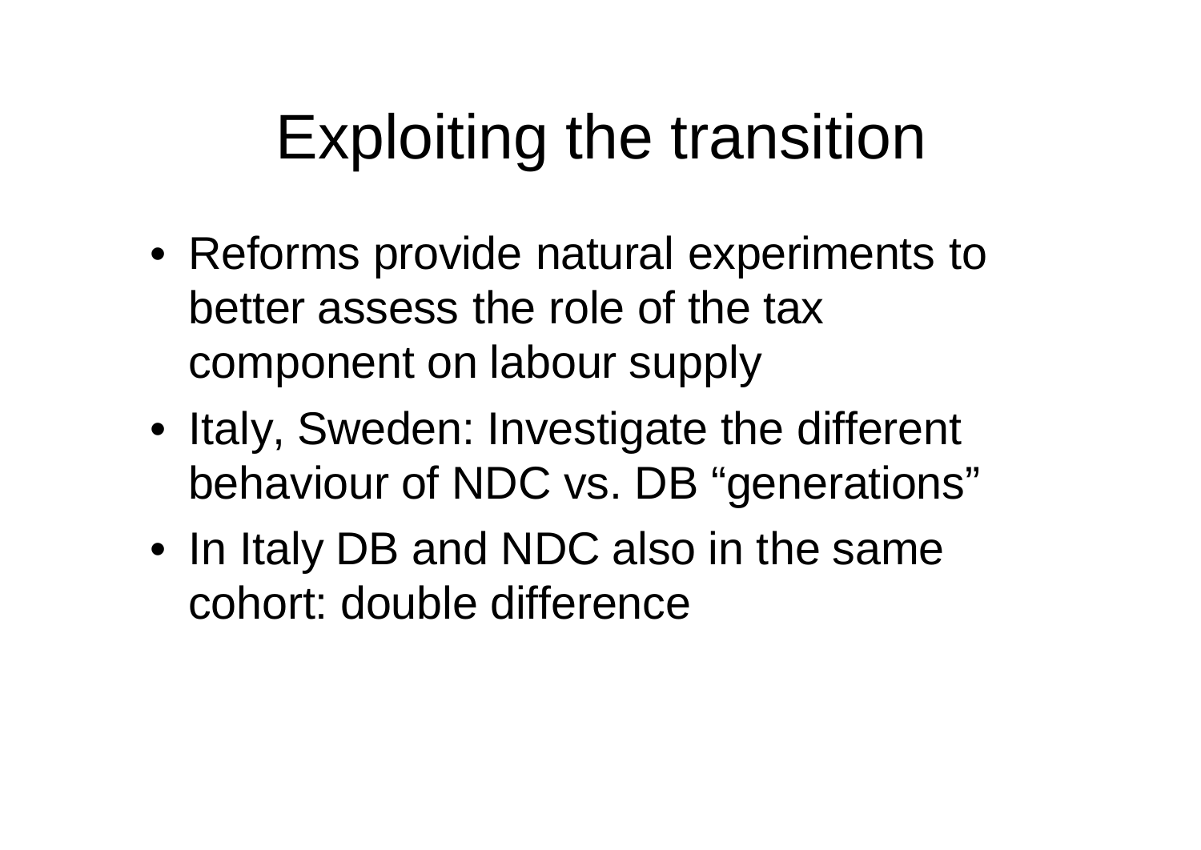# Exploiting the transition

- Reforms provide natural experiments to better assess the role of the tax component on labour supply
- Italy, Sweden: Investigate the different behaviour of NDC vs. DB “generations”
- In Italy DB and NDC also in the same cohort: double difference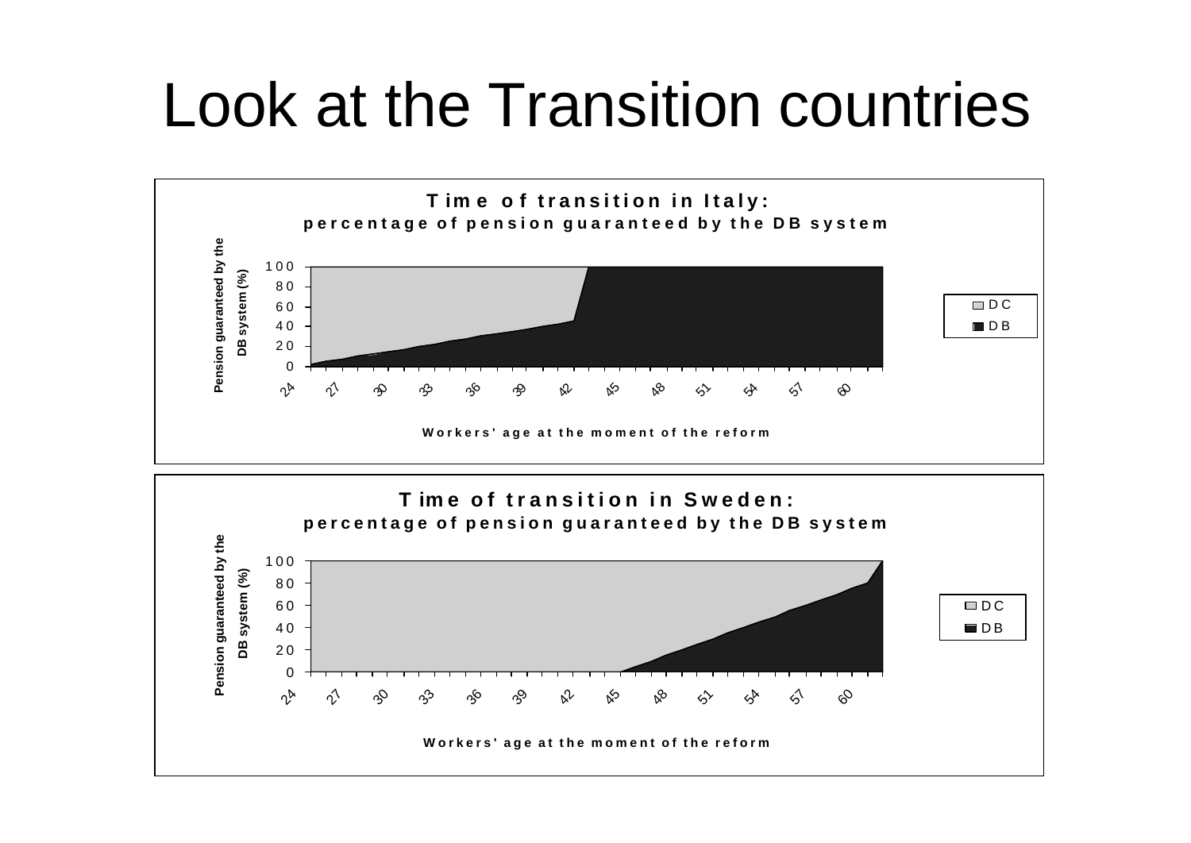# Look at the Transition countries

**Time of transition in Italy:**
**percentage of pension guaranteed by the DB system**

Pension guaranteed by the DB system (%)

100
80
60
40
20
0

24 27 30 33 36 39 42 45 48 51 54 57 60

Workers' age at the moment of the reform

DC
DB

**Time of transition in Sweden:**
**percentage of pension guaranteed by the DB system**

Pension guaranteed by the DB system (%)

100
80
60
40
20
0

24 27 30 33 36 39 42 45 48 51 54 57 60

Workers' age at the moment of the reform

DC
DB